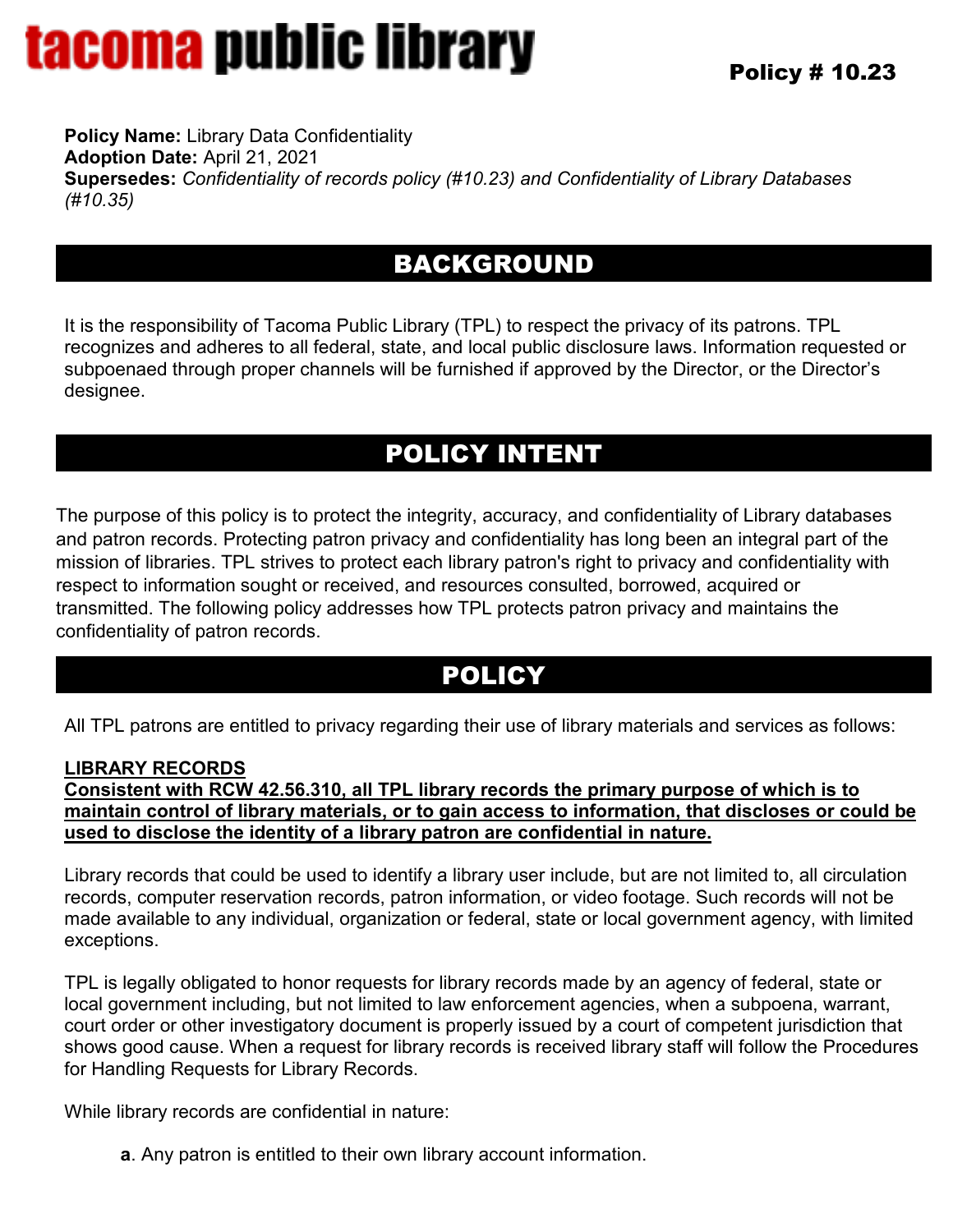# tacoma public library

**Policy # 10.23**

**Policy Name:** Library Data Confidentiality
**Adoption Date:** April 21, 2021
**Supersedes:** *Confidentiality of records policy (#10.23) and Confidentiality of Library Databases (#10.35)*

## BACKGROUND

It is the responsibility of Tacoma Public Library (TPL) to respect the privacy of its patrons. TPL recognizes and adheres to all federal, state, and local public disclosure laws. Information requested or subpoenaed through proper channels will be furnished if approved by the Director, or the Director's designee.

## POLICY INTENT

The purpose of this policy is to protect the integrity, accuracy, and confidentiality of Library databases and patron records. Protecting patron privacy and confidentiality has long been an integral part of the mission of libraries. TPL strives to protect each library patron's right to privacy and confidentiality with respect to information sought or received, and resources consulted, borrowed, acquired or transmitted. The following policy addresses how TPL protects patron privacy and maintains the confidentiality of patron records.

## POLICY

All TPL patrons are entitled to privacy regarding their use of library materials and services as follows:

**LIBRARY RECORDS**

**Consistent with RCW 42.56.310, all TPL library records the primary purpose of which is to maintain control of library materials, or to gain access to information, that discloses or could be used to disclose the identity of a library patron are confidential in nature.**

Library records that could be used to identify a library user include, but are not limited to, all circulation records, computer reservation records, patron information, or video footage. Such records will not be made available to any individual, organization or federal, state or local government agency, with limited exceptions.

TPL is legally obligated to honor requests for library records made by an agency of federal, state or local government including, but not limited to law enforcement agencies, when a subpoena, warrant, court order or other investigatory document is properly issued by a court of competent jurisdiction that shows good cause. When a request for library records is received library staff will follow the Procedures for Handling Requests for Library Records.

While library records are confidential in nature:

**a**. Any patron is entitled to their own library account information.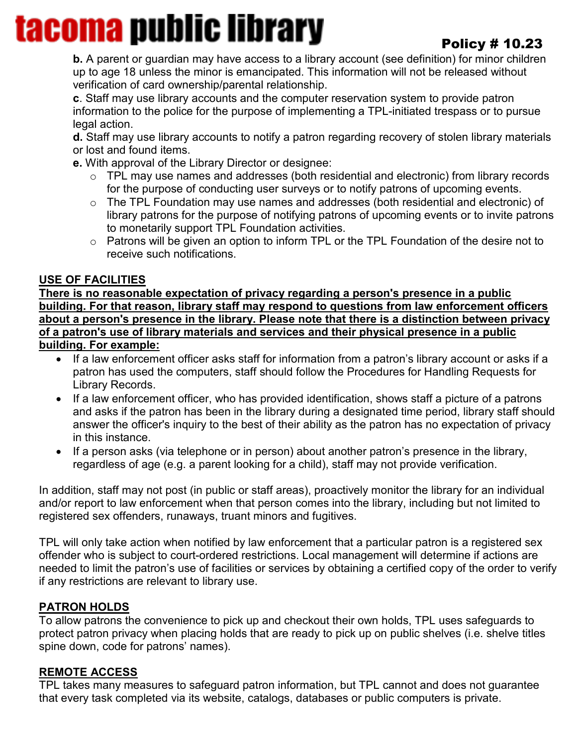**b.** A parent or guardian may have access to a library account (see definition) for minor children up to age 18 unless the minor is emancipated. This information will not be released without verification of card ownership/parental relationship.

**c**. Staff may use library accounts and the computer reservation system to provide patron information to the police for the purpose of implementing a TPL-initiated trespass or to pursue legal action.

**d.** Staff may use library accounts to notify a patron regarding recovery of stolen library materials or lost and found items.

**e.** With approval of the Library Director or designee:

- TPL may use names and addresses (both residential and electronic) from library records for the purpose of conducting user surveys or to notify patrons of upcoming events.
- The TPL Foundation may use names and addresses (both residential and electronic) of library patrons for the purpose of notifying patrons of upcoming events or to invite patrons to monetarily support TPL Foundation activities.
- Patrons will be given an option to inform TPL or the TPL Foundation of the desire not to receive such notifications.

## USE OF FACILITIES

**There is no reasonable expectation of privacy regarding a person's presence in a public building. For that reason, library staff may respond to questions from law enforcement officers about a person's presence in the library. Please note that there is a distinction between privacy of a patron's use of library materials and services and their physical presence in a public building. For example:**

- If a law enforcement officer asks staff for information from a patron's library account or asks if a patron has used the computers, staff should follow the Procedures for Handling Requests for Library Records.
- If a law enforcement officer, who has provided identification, shows staff a picture of a patrons and asks if the patron has been in the library during a designated time period, library staff should answer the officer's inquiry to the best of their ability as the patron has no expectation of privacy in this instance.
- If a person asks (via telephone or in person) about another patron's presence in the library, regardless of age (e.g. a parent looking for a child), staff may not provide verification.

In addition, staff may not post (in public or staff areas), proactively monitor the library for an individual and/or report to law enforcement when that person comes into the library, including but not limited to registered sex offenders, runaways, truant minors and fugitives.

TPL will only take action when notified by law enforcement that a particular patron is a registered sex offender who is subject to court-ordered restrictions. Local management will determine if actions are needed to limit the patron's use of facilities or services by obtaining a certified copy of the order to verify if any restrictions are relevant to library use.

## PATRON HOLDS

To allow patrons the convenience to pick up and checkout their own holds, TPL uses safeguards to protect patron privacy when placing holds that are ready to pick up on public shelves (i.e. shelve titles spine down, code for patrons' names).

## REMOTE ACCESS

TPL takes many measures to safeguard patron information, but TPL cannot and does not guarantee that every task completed via its website, catalogs, databases or public computers is private.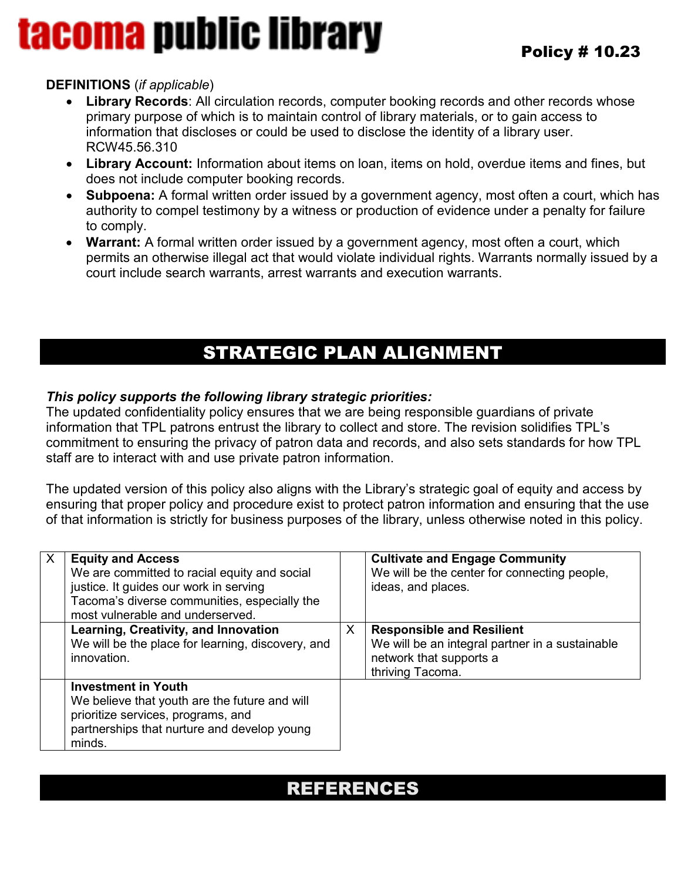**DEFINITIONS** (*if applicable*)

- **Library Records**: All circulation records, computer booking records and other records whose primary purpose of which is to maintain control of library materials, or to gain access to information that discloses or could be used to disclose the identity of a library user. RCW45.56.310
- **Library Account:** Information about items on loan, items on hold, overdue items and fines, but does not include computer booking records.
- **Subpoena:** A formal written order issued by a government agency, most often a court, which has authority to compel testimony by a witness or production of evidence under a penalty for failure to comply.
- **Warrant:** A formal written order issued by a government agency, most often a court, which permits an otherwise illegal act that would violate individual rights. Warrants normally issued by a court include search warrants, arrest warrants and execution warrants.

## STRATEGIC PLAN ALIGNMENT

***This policy supports the following library strategic priorities:***

The updated confidentiality policy ensures that we are being responsible guardians of private information that TPL patrons entrust the library to collect and store. The revision solidifies TPL's commitment to ensuring the privacy of patron data and records, and also sets standards for how TPL staff are to interact with and use private patron information.

The updated version of this policy also aligns with the Library's strategic goal of equity and access by ensuring that proper policy and procedure exist to protect patron information and ensuring that the use of that information is strictly for business purposes of the library, unless otherwise noted in this policy.

| | | | |
|---|---|---|---|
| X | **Equity and Access** We are committed to racial equity and social justice. It guides our work in serving Tacoma's diverse communities, especially the most vulnerable and underserved. | | **Cultivate and Engage Community** We will be the center for connecting people, ideas, and places. |
| | **Learning, Creativity, and Innovation** We will be the place for learning, discovery, and innovation. | X | **Responsible and Resilient** We will be an integral partner in a sustainable network that supports a thriving Tacoma. |
| | **Investment in Youth** We believe that youth are the future and will prioritize services, programs, and partnerships that nurture and develop young minds. | | |

## REFERENCES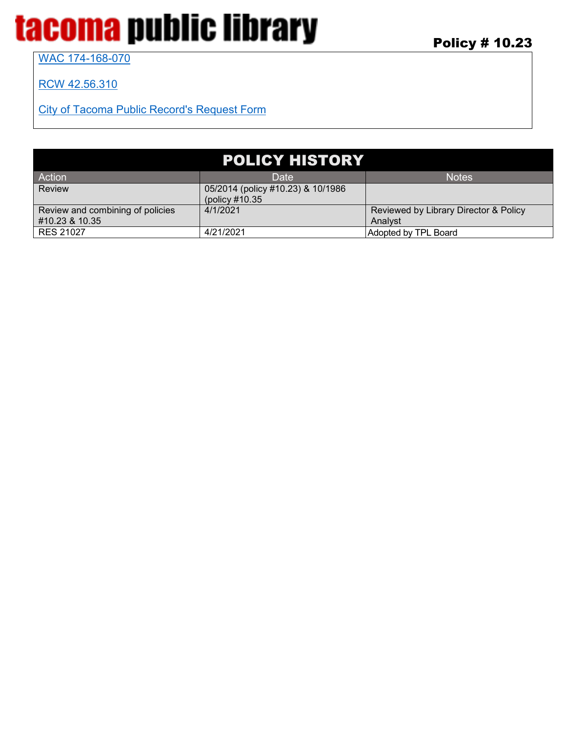WAC 174-168-070

RCW 42.56.310

City of Tacoma Public Record's Request Form

# POLICY HISTORY

| Action | Date | Notes |
|---|---|---|
| Review | 05/2014 (policy #10.23) & 10/1986 (policy #10.35 | |
| Review and combining of policies #10.23 & 10.35 | 4/1/2021 | Reviewed by Library Director & Policy Analyst |
| RES 21027 | 4/21/2021 | Adopted by TPL Board |